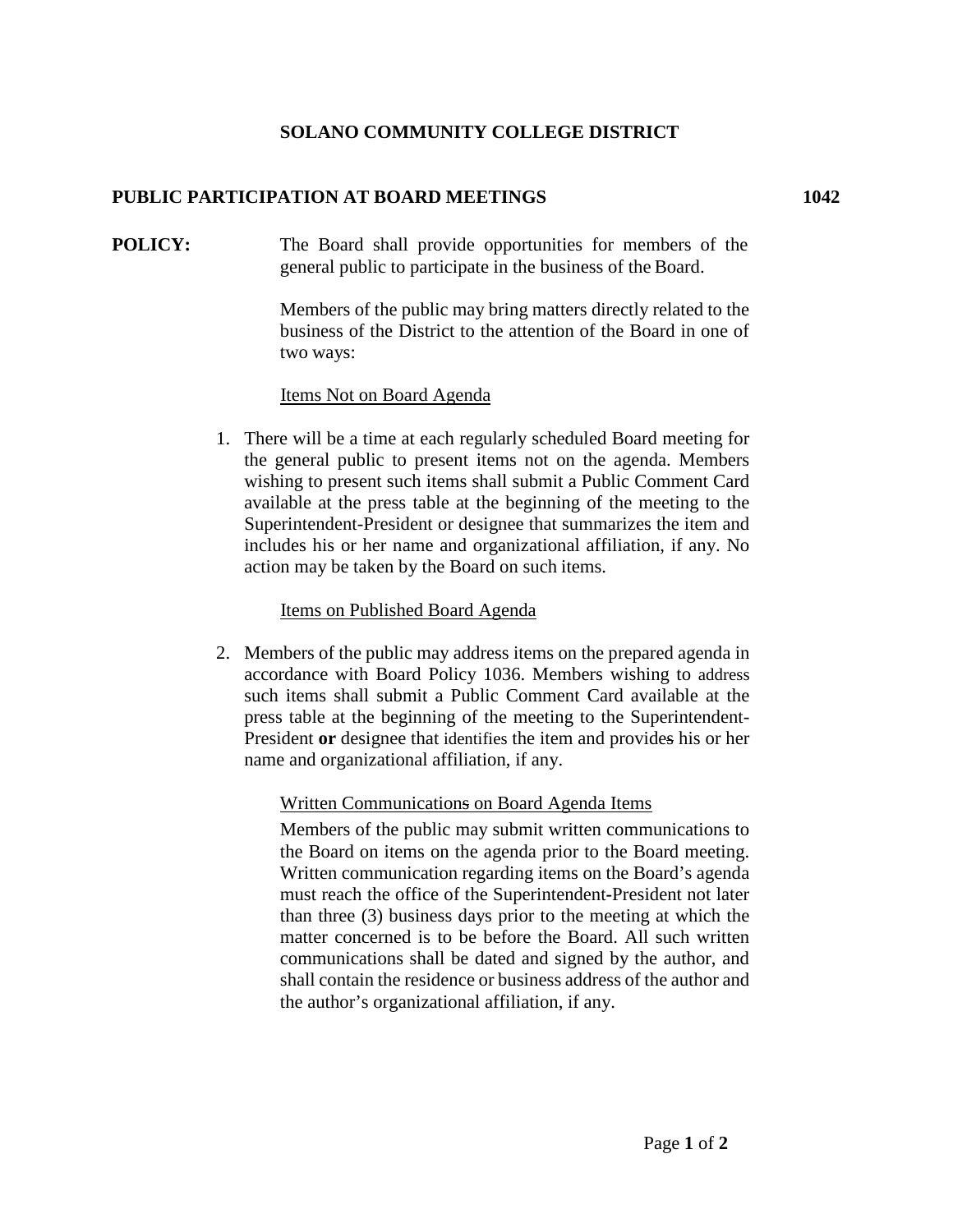# SOLANO COMMUNITY COLLEGE DISTRICT

## PUBLIC PARTICIPATION AT BOARD MEETINGS 1042

**POLICY:** The Board shall provide opportunities for members of the general public to participate in the business of the Board.

Members of the public may bring matters directly related to the business of the District to the attention of the Board in one of two ways:

Items Not on Board Agenda

1. There will be a time at each regularly scheduled Board meeting for the general public to present items not on the agenda. Members wishing to present such items shall submit a Public Comment Card available at the press table at the beginning of the meeting to the Superintendent-President or designee that summarizes the item and includes his or her name and organizational affiliation, if any. No action may be taken by the Board on such items.

Items on Published Board Agenda

2. Members of the public may address items on the prepared agenda in accordance with Board Policy 1036. Members wishing to address such items shall submit a Public Comment Card available at the press table at the beginning of the meeting to the Superintendent-President **or** designee that identifies the item and provides his or her name and organizational affiliation, if any.

Written Communications on Board Agenda Items

Members of the public may submit written communications to the Board on items on the agenda prior to the Board meeting. Written communication regarding items on the Board's agenda must reach the office of the Superintendent-President not later than three (3) business days prior to the meeting at which the matter concerned is to be before the Board. All such written communications shall be dated and signed by the author, and shall contain the residence or business address of the author and the author's organizational affiliation, if any.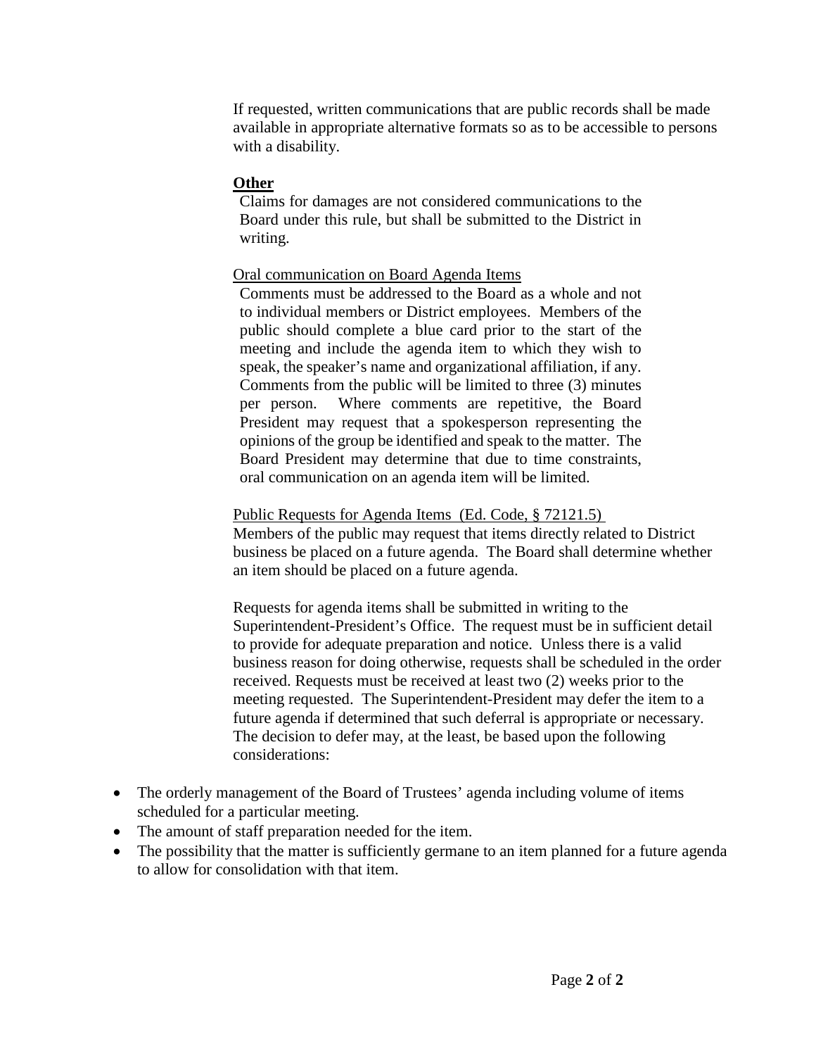If requested, written communications that are public records shall be made available in appropriate alternative formats so as to be accessible to persons with a disability.

**Other**

Claims for damages are not considered communications to the Board under this rule, but shall be submitted to the District in writing.

Oral communication on Board Agenda Items

Comments must be addressed to the Board as a whole and not to individual members or District employees. Members of the public should complete a blue card prior to the start of the meeting and include the agenda item to which they wish to speak, the speaker's name and organizational affiliation, if any. Comments from the public will be limited to three (3) minutes per person. Where comments are repetitive, the Board President may request that a spokesperson representing the opinions of the group be identified and speak to the matter. The Board President may determine that due to time constraints, oral communication on an agenda item will be limited.

Public Requests for Agenda Items (Ed. Code, § 72121.5)

Members of the public may request that items directly related to District business be placed on a future agenda. The Board shall determine whether an item should be placed on a future agenda.

Requests for agenda items shall be submitted in writing to the Superintendent-President's Office. The request must be in sufficient detail to provide for adequate preparation and notice. Unless there is a valid business reason for doing otherwise, requests shall be scheduled in the order received. Requests must be received at least two (2) weeks prior to the meeting requested. The Superintendent-President may defer the item to a future agenda if determined that such deferral is appropriate or necessary. The decision to defer may, at the least, be based upon the following considerations:

- The orderly management of the Board of Trustees' agenda including volume of items scheduled for a particular meeting.
- The amount of staff preparation needed for the item.
- The possibility that the matter is sufficiently germane to an item planned for a future agenda to allow for consolidation with that item.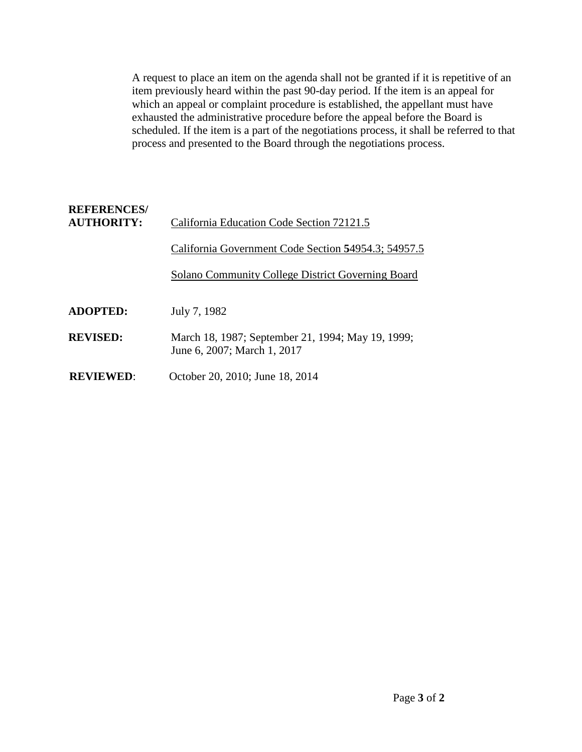A request to place an item on the agenda shall not be granted if it is repetitive of an item previously heard within the past 90-day period. If the item is an appeal for which an appeal or complaint procedure is established, the appellant must have exhausted the administrative procedure before the appeal before the Board is scheduled. If the item is a part of the negotiations process, it shall be referred to that process and presented to the Board through the negotiations process.

**REFERENCES/ AUTHORITY:** California Education Code Section 72121.5

California Government Code Section 54954.3; 54957.5

Solano Community College District Governing Board

**ADOPTED:** July 7, 1982

**REVISED:** March 18, 1987; September 21, 1994; May 19, 1999; June 6, 2007; March 1, 2017

**REVIEWED:** October 20, 2010; June 18, 2014